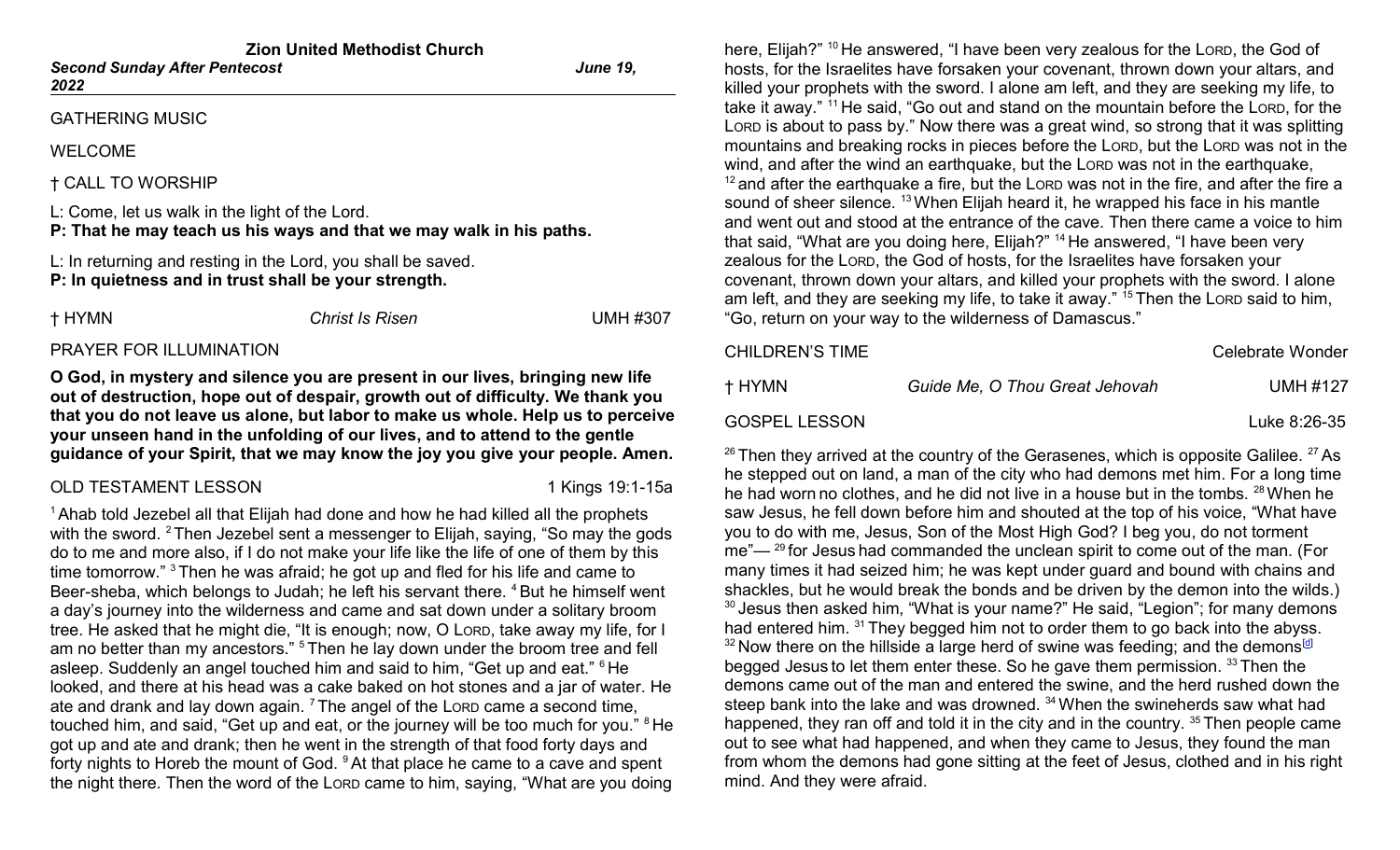# Zion United Methodist Church

***Second Sunday After Pentecost*** ***June 19, 2022***

GATHERING MUSIC

WELCOME

† CALL TO WORSHIP

L: Come, let us walk in the light of the Lord.
**P: That he may teach us his ways and that we may walk in his paths.**

L: In returning and resting in the Lord, you shall be saved.
**P: In quietness and in trust shall be your strength.**

† HYMN *Christ Is Risen* UMH #307

PRAYER FOR ILLUMINATION

**O God, in mystery and silence you are present in our lives, bringing new life out of destruction, hope out of despair, growth out of difficulty. We thank you that you do not leave us alone, but labor to make us whole. Help us to perceive your unseen hand in the unfolding of our lives, and to attend to the gentle guidance of your Spirit, that we may know the joy you give your people. Amen.**

OLD TESTAMENT LESSON 1 Kings 19:1-15a

[1] Ahab told Jezebel all that Elijah had done and how he had killed all the prophets with the sword. [2] Then Jezebel sent a messenger to Elijah, saying, "So may the gods do to me and more also, if I do not make your life like the life of one of them by this time tomorrow." [3] Then he was afraid; he got up and fled for his life and came to Beer-sheba, which belongs to Judah; he left his servant there. [4] But he himself went a day's journey into the wilderness and came and sat down under a solitary broom tree. He asked that he might die, "It is enough; now, O LORD, take away my life, for I am no better than my ancestors." [5] Then he lay down under the broom tree and fell asleep. Suddenly an angel touched him and said to him, "Get up and eat." [6] He looked, and there at his head was a cake baked on hot stones and a jar of water. He ate and drank and lay down again. [7] The angel of the LORD came a second time, touched him, and said, "Get up and eat, or the journey will be too much for you." [8] He got up and ate and drank; then he went in the strength of that food forty days and forty nights to Horeb the mount of God. [9] At that place he came to a cave and spent the night there. Then the word of the LORD came to him, saying, "What are you doing here, Elijah?" [10] He answered, "I have been very zealous for the LORD, the God of hosts, for the Israelites have forsaken your covenant, thrown down your altars, and killed your prophets with the sword. I alone am left, and they are seeking my life, to take it away." [11] He said, "Go out and stand on the mountain before the LORD, for the LORD is about to pass by." Now there was a great wind, so strong that it was splitting mountains and breaking rocks in pieces before the LORD, but the LORD was not in the wind, and after the wind an earthquake, but the LORD was not in the earthquake, [12] and after the earthquake a fire, but the LORD was not in the fire, and after the fire a sound of sheer silence. [13] When Elijah heard it, he wrapped his face in his mantle and went out and stood at the entrance of the cave. Then there came a voice to him that said, "What are you doing here, Elijah?" [14] He answered, "I have been very zealous for the LORD, the God of hosts, for the Israelites have forsaken your covenant, thrown down your altars, and killed your prophets with the sword. I alone am left, and they are seeking my life, to take it away." [15] Then the LORD said to him, "Go, return on your way to the wilderness of Damascus."

CHILDREN'S TIME Celebrate Wonder

† HYMN *Guide Me, O Thou Great Jehovah* UMH #127

GOSPEL LESSON Luke 8:26-35

[26] Then they arrived at the country of the Gerasenes, which is opposite Galilee. [27] As he stepped out on land, a man of the city who had demons met him. For a long time he had worn no clothes, and he did not live in a house but in the tombs. [28] When he saw Jesus, he fell down before him and shouted at the top of his voice, "What have you to do with me, Jesus, Son of the Most High God? I beg you, do not torment me"— [29] for Jesus had commanded the unclean spirit to come out of the man. (For many times it had seized him; he was kept under guard and bound with chains and shackles, but he would break the bonds and be driven by the demon into the wilds.) [30] Jesus then asked him, "What is your name?" He said, "Legion"; for many demons had entered him. [31] They begged him not to order them to go back into the abyss. [32] Now there on the hillside a large herd of swine was feeding; and the demons[d] begged Jesus to let them enter these. So he gave them permission. [33] Then the demons came out of the man and entered the swine, and the herd rushed down the steep bank into the lake and was drowned. [34] When the swineherds saw what had happened, they ran off and told it in the city and in the country. [35] Then people came out to see what had happened, and when they came to Jesus, they found the man from whom the demons had gone sitting at the feet of Jesus, clothed and in his right mind. And they were afraid.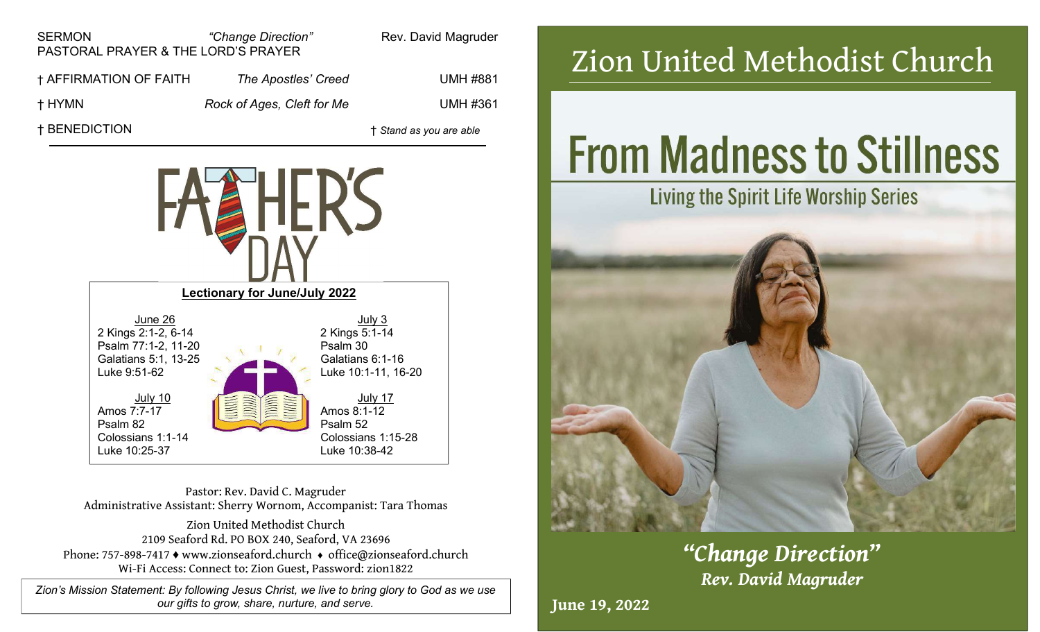SERMON *"Change Direction"* Rev. David Magruder

PASTORAL PRAYER & THE LORD'S PRAYER

| | | |
|---|---|---|
| † AFFIRMATION OF FAITH | *The Apostles' Creed* | UMH #881 |
| † HYMN | *Rock of Ages, Cleft for Me* | UMH #361 |
| † BENEDICTION | | |

† *Stand as you are able*

FATHER'S DAY

**Lectionary for June/July 2022**

| June 26 | July 3 |
|---|---|
| 2 Kings 2:1-2, 6-14 | 2 Kings 5:1-14 |
| Psalm 77:1-2, 11-20 | Psalm 30 |
| Galatians 5:1, 13-25 | Galatians 6:1-16 |
| Luke 9:51-62 | Luke 10:1-11, 16-20 |

| July 10 | July 17 |
|---|---|
| Amos 7:7-17 | Amos 8:1-12 |
| Psalm 82 | Psalm 52 |
| Colossians 1:1-14 | Colossians 1:15-28 |
| Luke 10:25-37 | Luke 10:38-42 |

Pastor: Rev. David C. Magruder

Administrative Assistant: Sherry Wornom, Accompanist: Tara Thomas

Zion United Methodist Church

2109 Seaford Rd. PO BOX 240, Seaford, VA 23696

Phone: 757-898-7417 ♦ www.zionseaford.church ♦ office@zionseaford.church

Wi-Fi Access: Connect to: Zion Guest, Password: zion1822

*Zion's Mission Statement: By following Jesus Christ, we live to bring glory to God as we use our gifts to grow, share, nurture, and serve.*

# Zion United Methodist Church

## From Madness to Stillness

### Living the Spirit Life Worship Series

***"Change Direction"***

***Rev. David Magruder***

**June 19, 2022**